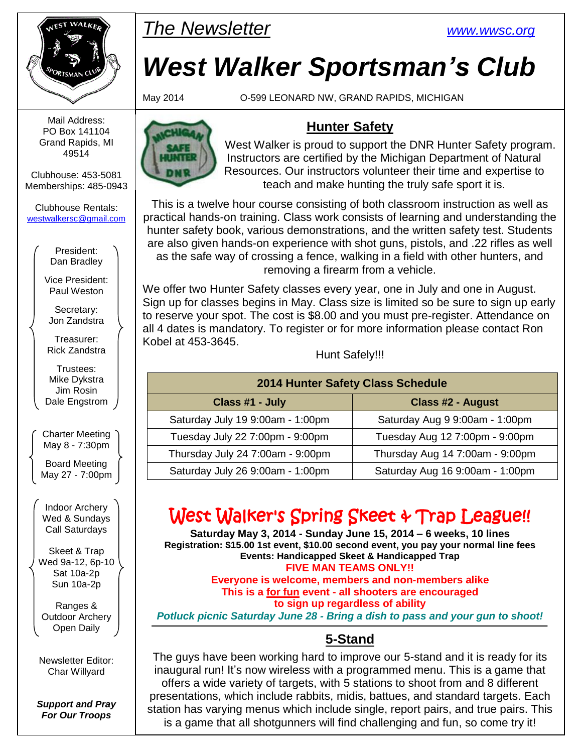*The Newsletter* www.wwsc.org

# West Walker Sportsman's Club

May 2014 O-599 LEONARD NW, GRAND RAPIDS, MICHIGAN

Mail Address:
PO Box 141104
Grand Rapids, MI
49514

Clubhouse: 453-5081
Memberships: 485-0943

Clubhouse Rentals:
westwalkersc@gmail.com

President:
Dan Bradley

Vice President:
Paul Weston

Secretary:
Jon Zandstra

Treasurer:
Rick Zandstra

Trustees:
Mike Dykstra
Jim Rosin
Dale Engstrom

Charter Meeting
May 8 - 7:30pm

Board Meeting
May 27 - 7:00pm

Indoor Archery
Wed & Sundays
Call Saturdays

Skeet & Trap
Wed 9a-12, 6p-10
Sat 10a-2p
Sun 10a-2p

Ranges &
Outdoor Archery
Open Daily

Newsletter Editor:
Char Willyard

***Support and Pray For Our Troops***

## Hunter Safety

West Walker is proud to support the DNR Hunter Safety program. Instructors are certified by the Michigan Department of Natural Resources. Our instructors volunteer their time and expertise to teach and make hunting the truly safe sport it is.

This is a twelve hour course consisting of both classroom instruction as well as practical hands-on training. Class work consists of learning and understanding the hunter safety book, various demonstrations, and the written safety test. Students are also given hands-on experience with shot guns, pistols, and .22 rifles as well as the safe way of crossing a fence, walking in a field with other hunters, and removing a firearm from a vehicle.

We offer two Hunter Safety classes every year, one in July and one in August. Sign up for classes begins in May. Class size is limited so be sure to sign up early to reserve your spot. The cost is $8.00 and you must pre-register. Attendance on all 4 dates is mandatory. To register or for more information please contact Ron Kobel at 453-3645.

Hunt Safely!!!

| **2014 Hunter Safety Class Schedule** | |
|---|---|
| **Class #1 - July** | **Class #2 - August** |
| Saturday July 19 9:00am - 1:00pm | Saturday Aug 9 9:00am - 1:00pm |
| Tuesday July 22 7:00pm - 9:00pm | Tuesday Aug 12 7:00pm - 9:00pm |
| Thursday July 24 7:00am - 9:00pm | Thursday Aug 14 7:00am - 9:00pm |
| Saturday July 26 9:00am - 1:00pm | Saturday Aug 16 9:00am - 1:00pm |

## West Walker's Spring Skeet & Trap League!!

**Saturday May 3, 2014 - Sunday June 15, 2014 – 6 weeks, 10 lines**
**Registration: $15.00 1st event, $10.00 second event, you pay your normal line fees**
**Events: Handicapped Skeet & Handicapped Trap**
**FIVE MAN TEAMS ONLY!!**
**Everyone is welcome, members and non-members alike**
**This is a for fun event - all shooters are encouraged to sign up regardless of ability**
***Potluck picnic Saturday June 28 - Bring a dish to pass and your gun to shoot!***

## 5-Stand

The guys have been working hard to improve our 5-stand and it is ready for its inaugural run! It's now wireless with a programmed menu. This is a game that offers a wide variety of targets, with 5 stations to shoot from and 8 different presentations, which include rabbits, midis, battues, and standard targets. Each station has varying menus which include single, report pairs, and true pairs. This is a game that all shotgunners will find challenging and fun, so come try it!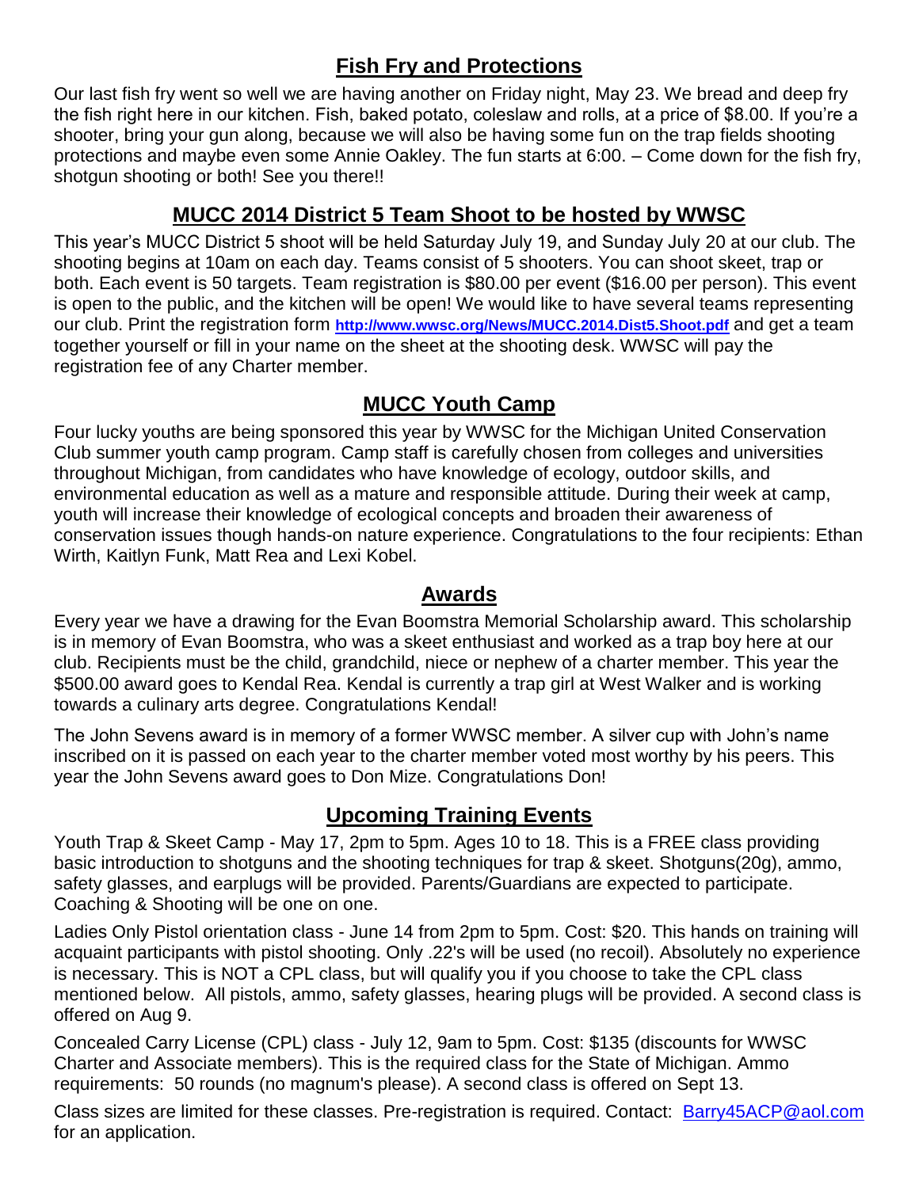## Fish Fry and Protections

Our last fish fry went so well we are having another on Friday night, May 23. We bread and deep fry the fish right here in our kitchen. Fish, baked potato, coleslaw and rolls, at a price of $8.00. If you're a shooter, bring your gun along, because we will also be having some fun on the trap fields shooting protections and maybe even some Annie Oakley. The fun starts at 6:00. – Come down for the fish fry, shotgun shooting or both! See you there!!

## MUCC 2014 District 5 Team Shoot to be hosted by WWSC

This year's MUCC District 5 shoot will be held Saturday July 19, and Sunday July 20 at our club. The shooting begins at 10am on each day. Teams consist of 5 shooters. You can shoot skeet, trap or both. Each event is 50 targets. Team registration is $80.00 per event ($16.00 per person). This event is open to the public, and the kitchen will be open! We would like to have several teams representing our club. Print the registration form **http://www.wwsc.org/News/MUCC.2014.Dist5.Shoot.pdf** and get a team together yourself or fill in your name on the sheet at the shooting desk. WWSC will pay the registration fee of any Charter member.

## MUCC Youth Camp

Four lucky youths are being sponsored this year by WWSC for the Michigan United Conservation Club summer youth camp program. Camp staff is carefully chosen from colleges and universities throughout Michigan, from candidates who have knowledge of ecology, outdoor skills, and environmental education as well as a mature and responsible attitude. During their week at camp, youth will increase their knowledge of ecological concepts and broaden their awareness of conservation issues though hands-on nature experience. Congratulations to the four recipients: Ethan Wirth, Kaitlyn Funk, Matt Rea and Lexi Kobel.

## Awards

Every year we have a drawing for the Evan Boomstra Memorial Scholarship award. This scholarship is in memory of Evan Boomstra, who was a skeet enthusiast and worked as a trap boy here at our club. Recipients must be the child, grandchild, niece or nephew of a charter member. This year the $500.00 award goes to Kendal Rea. Kendal is currently a trap girl at West Walker and is working towards a culinary arts degree. Congratulations Kendal!

The John Sevens award is in memory of a former WWSC member. A silver cup with John's name inscribed on it is passed on each year to the charter member voted most worthy by his peers. This year the John Sevens award goes to Don Mize. Congratulations Don!

## Upcoming Training Events

Youth Trap & Skeet Camp - May 17, 2pm to 5pm. Ages 10 to 18. This is a FREE class providing basic introduction to shotguns and the shooting techniques for trap & skeet. Shotguns(20g), ammo, safety glasses, and earplugs will be provided. Parents/Guardians are expected to participate. Coaching & Shooting will be one on one.

Ladies Only Pistol orientation class - June 14 from 2pm to 5pm. Cost: $20. This hands on training will acquaint participants with pistol shooting. Only .22's will be used (no recoil). Absolutely no experience is necessary. This is NOT a CPL class, but will qualify you if you choose to take the CPL class mentioned below. All pistols, ammo, safety glasses, hearing plugs will be provided. A second class is offered on Aug 9.

Concealed Carry License (CPL) class - July 12, 9am to 5pm. Cost: $135 (discounts for WWSC Charter and Associate members). This is the required class for the State of Michigan. Ammo requirements: 50 rounds (no magnum's please). A second class is offered on Sept 13.

Class sizes are limited for these classes. Pre-registration is required. Contact: Barry45ACP@aol.com for an application.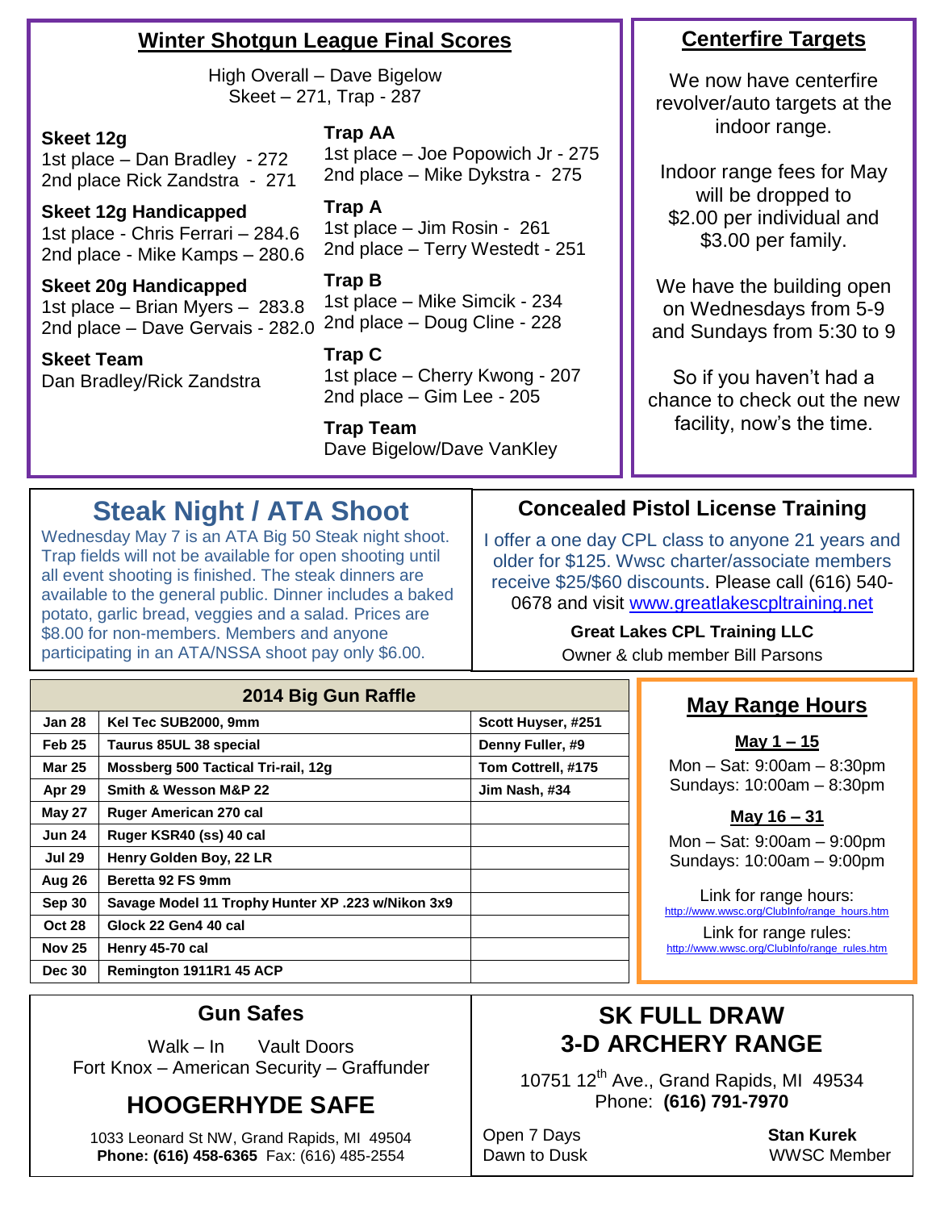## Winter Shotgun League Final Scores

High Overall – Dave Bigelow
Skeet – 271, Trap - 287

**Skeet 12g**
1st place – Dan Bradley - 272
2nd place Rick Zandstra - 271

**Skeet 12g Handicapped**
1st place - Chris Ferrari – 284.6
2nd place - Mike Kamps – 280.6

**Skeet 20g Handicapped**
1st place – Brian Myers – 283.8
2nd place – Dave Gervais - 282.0

**Skeet Team**
Dan Bradley/Rick Zandstra

**Trap AA**
1st place – Joe Popowich Jr - 275
2nd place – Mike Dykstra - 275

**Trap A**
1st place – Jim Rosin - 261
2nd place – Terry Westedt - 251

**Trap B**
1st place – Mike Simcik - 234
2nd place – Doug Cline - 228

**Trap C**
1st place – Cherry Kwong - 207
2nd place – Gim Lee - 205

**Trap Team**
Dave Bigelow/Dave VanKley

## Centerfire Targets

We now have centerfire revolver/auto targets at the indoor range.

Indoor range fees for May will be dropped to $2.00 per individual and $3.00 per family.

We have the building open on Wednesdays from 5-9 and Sundays from 5:30 to 9

So if you haven't had a chance to check out the new facility, now's the time.

## Steak Night / ATA Shoot

Wednesday May 7 is an ATA Big 50 Steak night shoot. Trap fields will not be available for open shooting until all event shooting is finished. The steak dinners are available to the general public. Dinner includes a baked potato, garlic bread, veggies and a salad. Prices are $8.00 for non-members. Members and anyone participating in an ATA/NSSA shoot pay only $6.00.

## Concealed Pistol License Training

I offer a one day CPL class to anyone 21 years and older for $125. Wwsc charter/associate members receive $25/$60 discounts. Please call (616) 540-0678 and visit www.greatlakescpltraining.net

**Great Lakes CPL Training LLC**
Owner & club member Bill Parsons

## 2014 Big Gun Raffle

| | | |
|---|---|---|
| Jan 28 | Kel Tec SUB2000, 9mm | Scott Huyser, #251 |
| Feb 25 | Taurus 85UL 38 special | Denny Fuller, #9 |
| Mar 25 | Mossberg 500 Tactical Tri-rail, 12g | Tom Cottrell, #175 |
| Apr 29 | Smith & Wesson M&P 22 | Jim Nash, #34 |
| May 27 | Ruger American 270 cal | |
| Jun 24 | Ruger KSR40 (ss) 40 cal | |
| Jul 29 | Henry Golden Boy, 22 LR | |
| Aug 26 | Beretta 92 FS 9mm | |
| Sep 30 | Savage Model 11 Trophy Hunter XP .223 w/Nikon 3x9 | |
| Oct 28 | Glock 22 Gen4 40 cal | |
| Nov 25 | Henry 45-70 cal | |
| Dec 30 | Remington 1911R1 45 ACP | |

## May Range Hours

**May 1 – 15**
Mon – Sat: 9:00am – 8:30pm
Sundays: 10:00am – 8:30pm

**May 16 – 31**
Mon – Sat: 9:00am – 9:00pm
Sundays: 10:00am – 9:00pm

Link for range hours:
http://www.wwsc.org/ClubInfo/range_hours.htm

Link for range rules:
http://www.wwsc.org/ClubInfo/range_rules.htm

## Gun Safes

Walk – In Vault Doors
Fort Knox – American Security – Graffunder

## HOOGERHYDE SAFE

1033 Leonard St NW, Grand Rapids, MI 49504
**Phone: (616) 458-6365** Fax: (616) 485-2554

## SK FULL DRAW 3-D ARCHERY RANGE

10751 12th Ave., Grand Rapids, MI 49534
Phone: **(616) 791-7970**

Open 7 Days
Dawn to Dusk

**Stan Kurek**
WWSC Member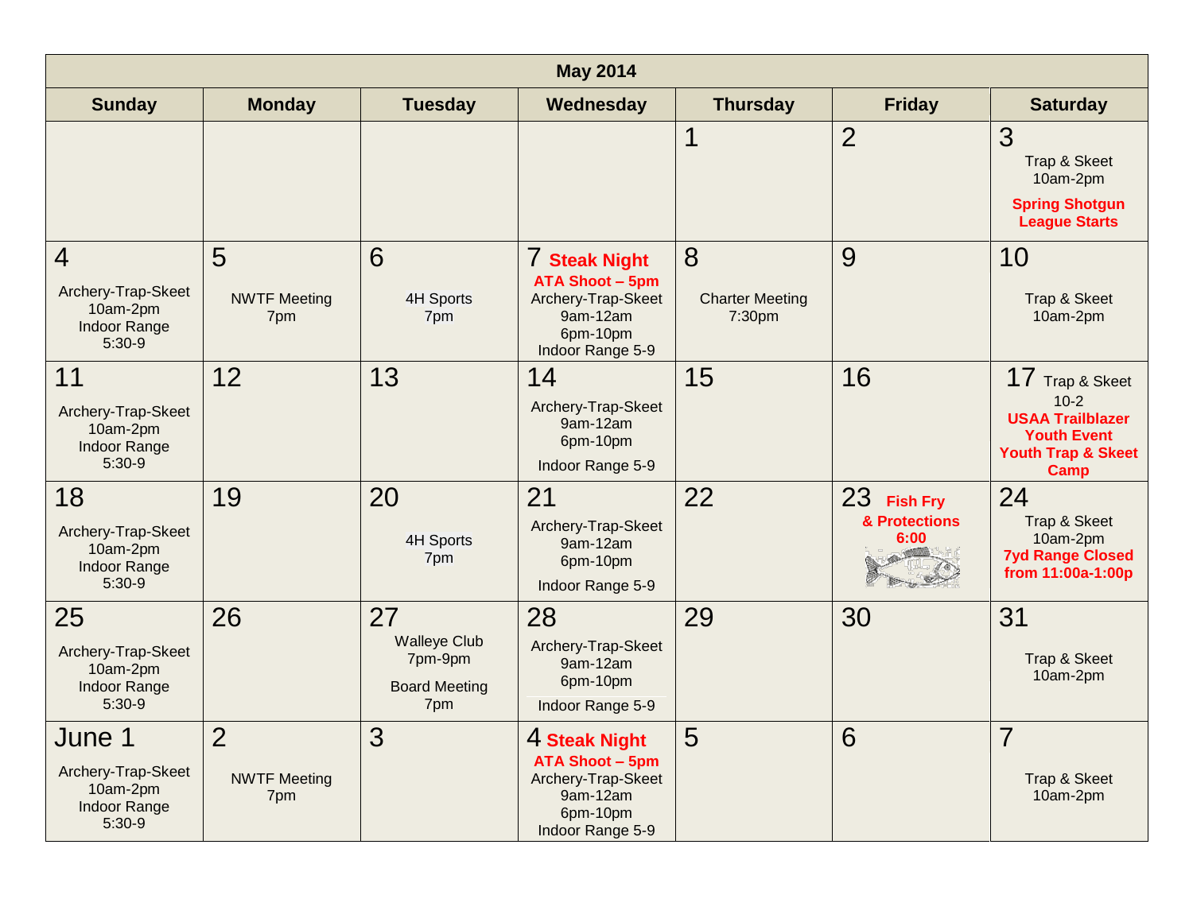| May 2014 | | | | | | |
|---|---|---|---|---|---|---|
| **Sunday** | **Monday** | **Tuesday** | **Wednesday** | **Thursday** | **Friday** | **Saturday** |
| | | | | 1 | 2 | 3 Trap & Skeet 10am-2pm **Spring Shotgun League Starts** |
| 4 Archery-Trap-Skeet 10am-2pm Indoor Range 5:30-9 | 5 NWTF Meeting 7pm | 6 4H Sports 7pm | 7 **Steak Night** **ATA Shoot – 5pm** Archery-Trap-Skeet 9am-12am 6pm-10pm Indoor Range 5-9 | 8 Charter Meeting 7:30pm | 9 | 10 Trap & Skeet 10am-2pm |
| 11 Archery-Trap-Skeet 10am-2pm Indoor Range 5:30-9 | 12 | 13 | 14 Archery-Trap-Skeet 9am-12am 6pm-10pm Indoor Range 5-9 | 15 | 16 | 17 Trap & Skeet 10-2 **USAA Trailblazer Youth Event** **Youth Trap & Skeet Camp** |
| 18 Archery-Trap-Skeet 10am-2pm Indoor Range 5:30-9 | 19 | 20 4H Sports 7pm | 21 Archery-Trap-Skeet 9am-12am 6pm-10pm Indoor Range 5-9 | 22 | 23 **Fish Fry & Protections 6:00** | 24 Trap & Skeet 10am-2pm **7yd Range Closed from 11:00a-1:00p** |
| 25 Archery-Trap-Skeet 10am-2pm Indoor Range 5:30-9 | 26 | 27 Walleye Club 7pm-9pm Board Meeting 7pm | 28 Archery-Trap-Skeet 9am-12am 6pm-10pm Indoor Range 5-9 | 29 | 30 | 31 Trap & Skeet 10am-2pm |
| June 1 Archery-Trap-Skeet 10am-2pm Indoor Range 5:30-9 | 2 NWTF Meeting 7pm | 3 | 4 **Steak Night** **ATA Shoot – 5pm** Archery-Trap-Skeet 9am-12am 6pm-10pm Indoor Range 5-9 | 5 | 6 | 7 Trap & Skeet 10am-2pm |